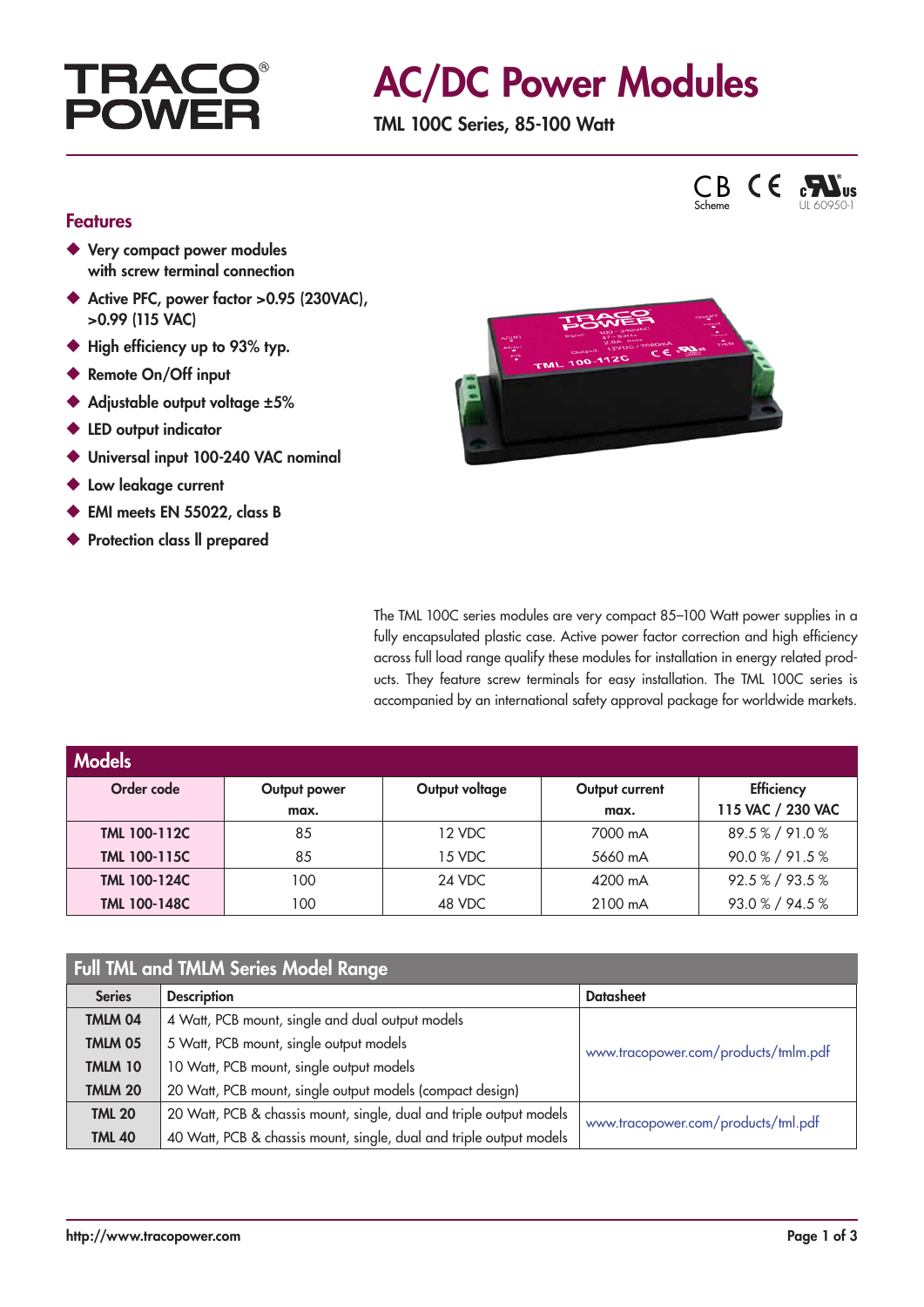TRACO® POWER

# AC/DC Power Modules

**TML 100C Series, 85-100 Watt**

CB Scheme CE cULus UL 60950-1

## Features

- Very compact power modules with screw terminal connection
- Active PFC, power factor >0.95 (230VAC), >0.99 (115 VAC)
- High efficiency up to 93% typ.
- Remote On/Off input
- Adjustable output voltage ±5%
- LED output indicator
- Universal input 100-240 VAC nominal
- Low leakage current
- EMI meets EN 55022, class B
- Protection class II prepared

The TML 100C series modules are very compact 85–100 Watt power supplies in a fully encapsulated plastic case. Active power factor correction and high efficiency across full load range qualify these modules for installation in energy related products. They feature screw terminals for easy installation. The TML 100C series is accompanied by an international safety approval package for worldwide markets.

## Models

| Order code | Output power max. | Output voltage | Output current max. | Efficiency 115 VAC / 230 VAC |
|---|---|---|---|---|
| **TML 100-112C** | 85 | 12 VDC | 7000 mA | 89.5 % / 91.0 % |
| **TML 100-115C** | 85 | 15 VDC | 5660 mA | 90.0 % / 91.5 % |
| **TML 100-124C** | 100 | 24 VDC | 4200 mA | 92.5 % / 93.5 % |
| **TML 100-148C** | 100 | 48 VDC | 2100 mA | 93.0 % / 94.5 % |

## Full TML and TMLM Series Model Range

| Series | Description | Datasheet |
|---|---|---|
| **TMLM 04** | 4 Watt, PCB mount, single and dual output models | www.tracopower.com/products/tmlm.pdf |
| **TMLM 05** | 5 Watt, PCB mount, single output models | |
| **TMLM 10** | 10 Watt, PCB mount, single output models | |
| **TMLM 20** | 20 Watt, PCB mount, single output models (compact design) | |
| **TML 20** | 20 Watt, PCB & chassis mount, single, dual and triple output models | www.tracopower.com/products/tml.pdf |
| **TML 40** | 40 Watt, PCB & chassis mount, single, dual and triple output models | |

http://www.tracopower.com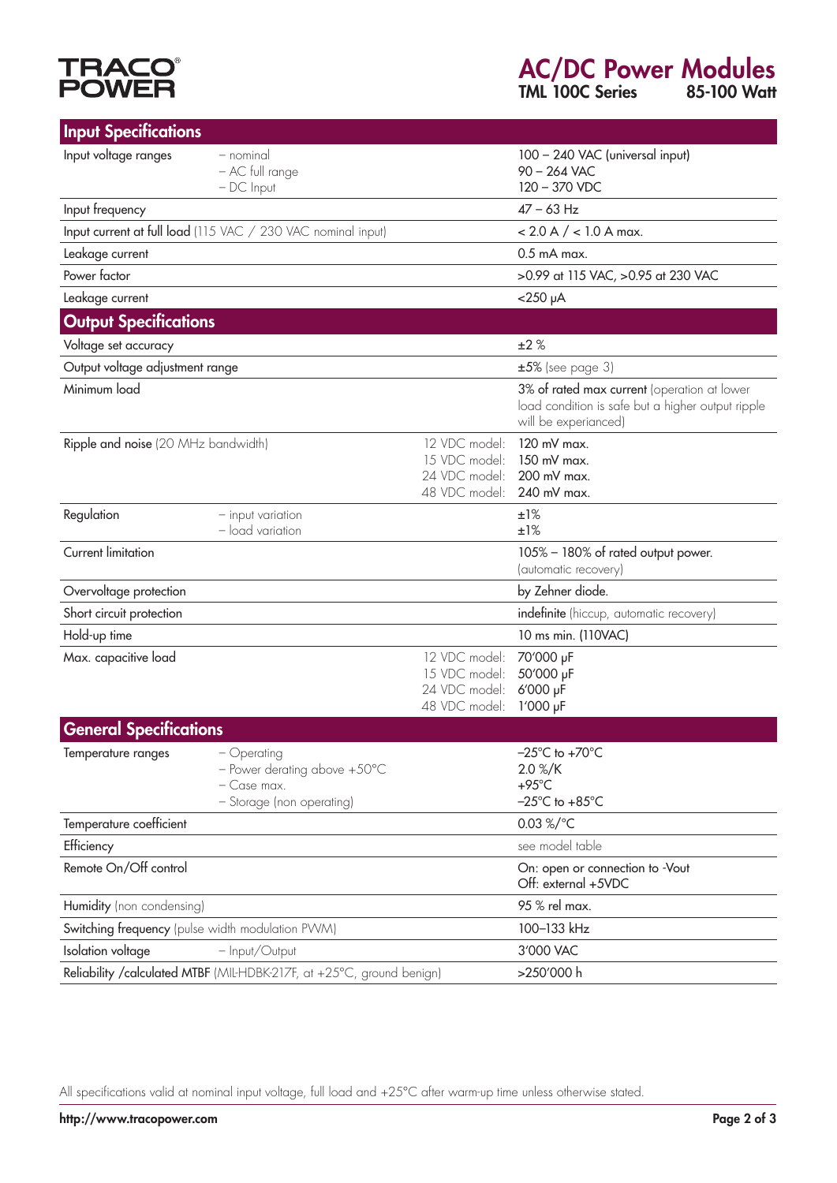# AC/DC Power Modules

**TML 100C Series** **85-100 Watt**

## Input Specifications

| | | | |
|---|---|---|---|
| Input voltage ranges | – nominal<br>– AC full range<br>– DC Input | | 100 – 240 VAC (universal input)<br>90 – 264 VAC<br>120 – 370 VDC |
| Input frequency | | | 47 – 63 Hz |
| Input current at full load (115 VAC / 230 VAC nominal input) | | | < 2.0 A / < 1.0 A max. |
| Leakage current | | | 0.5 mA max. |
| Power factor | | | >0.99 at 115 VAC, >0.95 at 230 VAC |
| Leakage current | | | <250 µA |

## Output Specifications

| | | | |
|---|---|---|---|
| Voltage set accuracy | | | ±2 % |
| Output voltage adjustment range | | | ±5% (see page 3) |
| Minimum load | | | 3% of rated max current (operation at lower load condition is safe but a higher output ripple will be experianced) |
| Ripple and noise (20 MHz bandwidth) | | 12 VDC model:<br>15 VDC model:<br>24 VDC model:<br>48 VDC model: | 120 mV max.<br>150 mV max.<br>200 mV max.<br>240 mV max. |
| Regulation | – input variation<br>– load variation | | ±1%<br>±1% |
| Current limitation | | | 105% – 180% of rated output power. (automatic recovery) |
| Overvoltage protection | | | by Zehner diode. |
| Short circuit protection | | | indefinite (hiccup, automatic recovery) |
| Hold-up time | | | 10 ms min. (110VAC) |
| Max. capacitive load | | 12 VDC model:<br>15 VDC model:<br>24 VDC model:<br>48 VDC model: | 70'000 µF<br>50'000 µF<br>6'000 µF<br>1'000 µF |

## General Specifications

| | | |
|---|---|---|
| Temperature ranges | – Operating<br>– Power derating above +50°C<br>– Case max.<br>– Storage (non operating) | –25°C to +70°C<br>2.0 %/K<br>+95°C<br>–25°C to +85°C |
| Temperature coefficient | | 0.03 %/°C |
| Efficiency | | see model table |
| Remote On/Off control | | On: open or connection to -Vout<br>Off: external +5VDC |
| Humidity (non condensing) | | 95 % rel max. |
| Switching frequency (pulse width modulation PWM) | | 100–133 kHz |
| Isolation voltage | – Input/Output | 3'000 VAC |
| Reliability /calculated MTBF (MIL-HDBK-217F, at +25°C, ground benign) | | >250'000 h |

All specifications valid at nominal input voltage, full load and +25°C after warm-up time unless otherwise stated.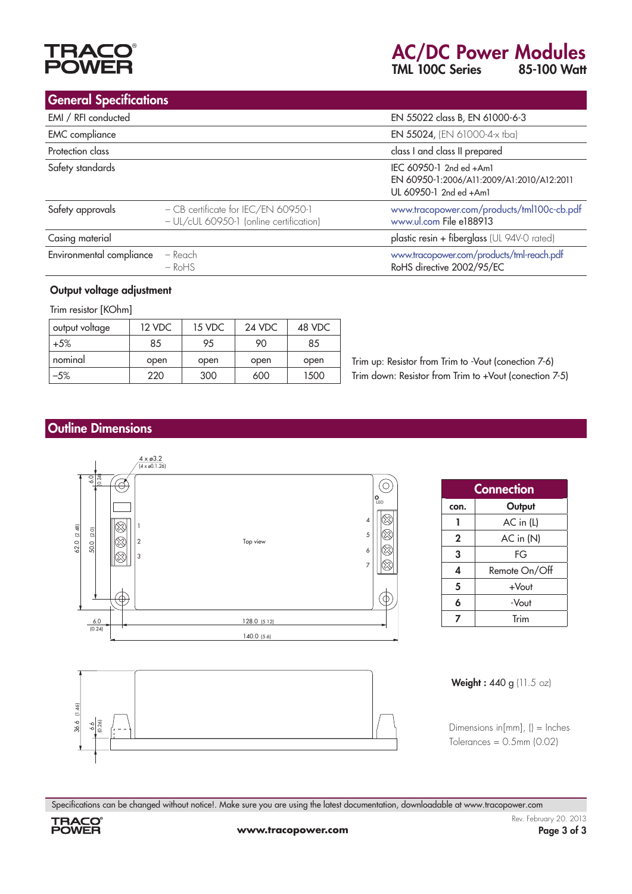## General Specifications

| | | |
|---|---|---|
| EMI / RFI conducted | | EN 55022 class B, EN 61000-6-3 |
| EMC compliance | | EN 55024, (EN 61000-4-x tba) |
| Protection class | | class I and class II prepared |
| Safety standards | | IEC 60950-1 2nd ed +Am1<br>EN 60950-1:2006/A11:2009/A1:2010/A12:2011<br>UL 60950-1 2nd ed +Am1 |
| Safety approvals | – CB certificate for IEC/EN 60950-1<br>– UL/cUL 60950-1 (online certification) | www.tracopower.com/products/tml100c-cb.pdf<br>www.ul.com File e188913 |
| Casing material | | plastic resin + fiberglass (UL 94V-0 rated) |
| Environmental compliance | – Reach<br>– RoHS | www.tracopower.com/products/tml-reach.pdf<br>RoHS directive 2002/95/EC |

### Output voltage adjustment

Trim resistor [KOhm]

| output voltage | 12 VDC | 15 VDC | 24 VDC | 48 VDC |
|---|---|---|---|---|
| +5% | 85 | 95 | 90 | 85 |
| nominal | open | open | open | open |
| –5% | 220 | 300 | 600 | 1500 |

Trim up: Resistor from Trim to -Vout (conection 7-6)
Trim down: Resistor from Trim to +Vout (conection 7-5)

## Outline Dimensions

4 x ø3.2 (4 x ø0.1.26)
6.0 (0.24)
62.0 (2.48)
50.0 (2.0)
Top view
LED
1 2 3 4 5 6 7
6.0 (0.24)
128.0 (5.12)
140.0 (5.6)
36.6 (1.46)
6.6 (0.26)

| Connection | |
|---|---|
| **con.** | **Output** |
| **1** | AC in (L) |
| **2** | AC in (N) |
| **3** | FG |
| **4** | Remote On/Off |
| **5** | +Vout |
| **6** | -Vout |
| **7** | Trim |

**Weight :** 440 g (11.5 oz)

Dimensions in[mm], () = Inches
Tolerances = 0.5mm (0.02)

Specifications can be changed without notice!. Make sure you are using the latest documentation, downloadable at www.tracopower.com

Rev. February 20. 2013